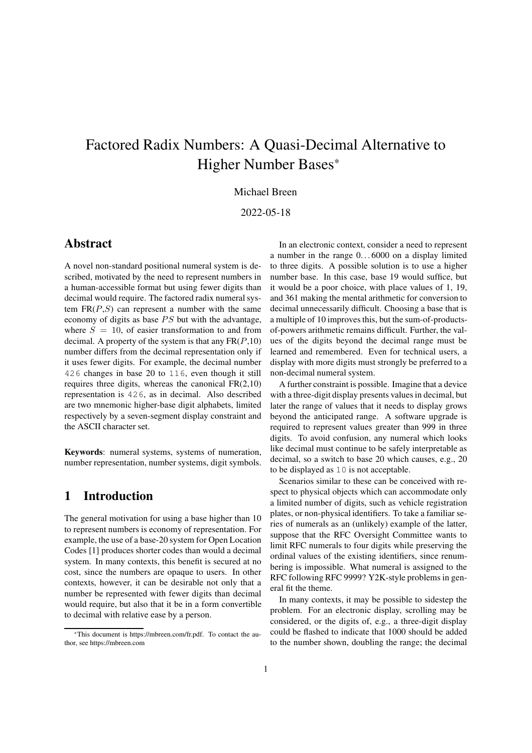# Factored Radix Numbers: A Quasi-Decimal Alternative to Higher Number Bases*

Michael Breen

2022-05-18

## Abstract

A novel non-standard positional numeral system is described, motivated by the need to represent numbers in a human-accessible format but using fewer digits than decimal would require. The factored radix numeral system FR($P$,$S$) can represent a number with the same economy of digits as base $PS$ but with the advantage, where $S = 10$, of easier transformation to and from decimal. A property of the system is that any FR($P$,10) number differs from the decimal representation only if it uses fewer digits. For example, the decimal number `426` changes in base 20 to `116`, even though it still requires three digits, whereas the canonical FR(2,10) representation is `426`, as in decimal. Also described are two mnemonic higher-base digit alphabets, limited respectively by a seven-segment display constraint and the ASCII character set.

**Keywords**: numeral systems, systems of numeration, number representation, number systems, digit symbols.

## 1 Introduction

The general motivation for using a base higher than 10 to represent numbers is economy of representation. For example, the use of a base-20 system for Open Location Codes [1] produces shorter codes than would a decimal system. In many contexts, this benefit is secured at no cost, since the numbers are opaque to users. In other contexts, however, it can be desirable not only that a number be represented with fewer digits than decimal would require, but also that it be in a form convertible to decimal with relative ease by a person.

In an electronic context, consider a need to represent a number in the range 0. . . 6000 on a display limited to three digits. A possible solution is to use a higher number base. In this case, base 19 would suffice, but it would be a poor choice, with place values of 1, 19, and 361 making the mental arithmetic for conversion to decimal unnecessarily difficult. Choosing a base that is a multiple of 10 improves this, but the sum-of-products-of-powers arithmetic remains difficult. Further, the values of the digits beyond the decimal range must be learned and remembered. Even for technical users, a display with more digits must strongly be preferred to a non-decimal numeral system.

A further constraint is possible. Imagine that a device with a three-digit display presents values in decimal, but later the range of values that it needs to display grows beyond the anticipated range. A software upgrade is required to represent values greater than 999 in three digits. To avoid confusion, any numeral which looks like decimal must continue to be safely interpretable as decimal, so a switch to base 20 which causes, e.g., 20 to be displayed as `10` is not acceptable.

Scenarios similar to these can be conceived with respect to physical objects which can accommodate only a limited number of digits, such as vehicle registration plates, or non-physical identifiers. To take a familiar series of numerals as an (unlikely) example of the latter, suppose that the RFC Oversight Committee wants to limit RFC numerals to four digits while preserving the ordinal values of the existing identifiers, since renumbering is impossible. What numeral is assigned to the RFC following RFC 9999? Y2K-style problems in general fit the theme.

In many contexts, it may be possible to sidestep the problem. For an electronic display, scrolling may be considered, or the digits of, e.g., a three-digit display could be flashed to indicate that 1000 should be added to the number shown, doubling the range; the decimal

*This document is https://mbreen.com/fr.pdf. To contact the author, see https://mbreen.com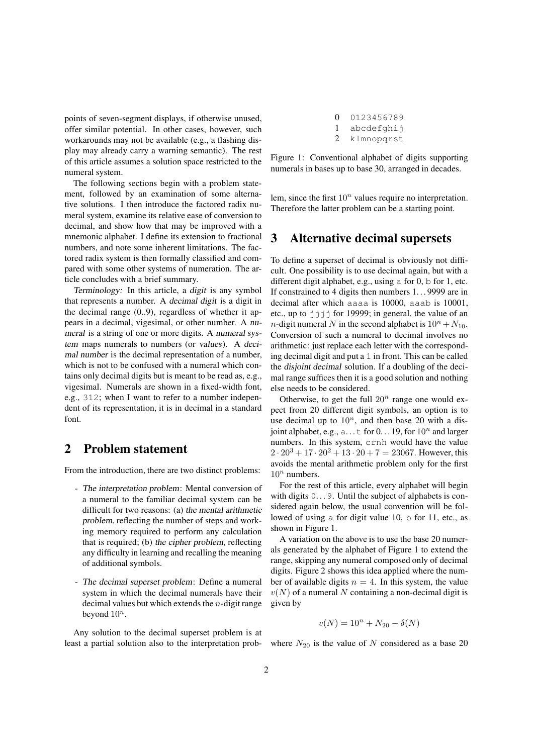points of seven-segment displays, if otherwise unused, offer similar potential. In other cases, however, such workarounds may not be available (e.g., a flashing display may already carry a warning semantic). The rest of this article assumes a solution space restricted to the numeral system.

The following sections begin with a problem statement, followed by an examination of some alternative solutions. I then introduce the factored radix numeral system, examine its relative ease of conversion to decimal, and show how that may be improved with a mnemonic alphabet. I define its extension to fractional numbers, and note some inherent limitations. The factored radix system is then formally classified and compared with some other systems of numeration. The article concludes with a brief summary.

*Terminology:* In this article, a *digit* is any symbol that represents a number. A *decimal digit* is a digit in the decimal range (0..9), regardless of whether it appears in a decimal, vigesimal, or other number. A *numeral* is a string of one or more digits. A *numeral system* maps numerals to numbers (or *values*). A *decimal number* is the decimal representation of a number, which is not to be confused with a numeral which contains only decimal digits but is meant to be read as, e.g., vigesimal. Numerals are shown in a fixed-width font, e.g., `312`; when I want to refer to a number independent of its representation, it is in decimal in a standard font.

## 2 Problem statement

From the introduction, there are two distinct problems:

- *The interpretation problem*: Mental conversion of a numeral to the familiar decimal system can be difficult for two reasons: (a) *the mental arithmetic problem*, reflecting the number of steps and working memory required to perform any calculation that is required; (b) *the cipher problem*, reflecting any difficulty in learning and recalling the meaning of additional symbols.

- *The decimal superset problem*: Define a numeral system in which the decimal numerals have their decimal values but which extends the $n$-digit range beyond $10^n$.

Any solution to the decimal superset problem is at least a partial solution also to the interpretation problem, since the first $10^n$ values require no interpretation. Therefore the latter problem can be a starting point.

```
0  0123456789
1  abcdefghij
2  klmnopqrst
```

Figure 1: Conventional alphabet of digits supporting numerals in bases up to base 30, arranged in decades.

## 3 Alternative decimal supersets

To define a superset of decimal is obviously not difficult. One possibility is to use decimal again, but with a different digit alphabet, e.g., using `a` for 0, `b` for 1, etc. If constrained to 4 digits then numbers 1…9999 are in decimal after which `aaaa` is 10000, `aaab` is 10001, etc., up to `jjjj` for 19999; in general, the value of an $n$-digit numeral $N$ in the second alphabet is $10^n + N_{10}$. Conversion of such a numeral to decimal involves no arithmetic: just replace each letter with the corresponding decimal digit and put a `1` in front. This can be called the *disjoint decimal* solution. If a doubling of the decimal range suffices then it is a good solution and nothing else needs to be considered.

Otherwise, to get the full $20^n$ range one would expect from 20 different digit symbols, an option is to use decimal up to $10^n$, and then base 20 with a disjoint alphabet, e.g., `a`…`t` for 0…19, for $10^n$ and larger numbers. In this system, `crnh` would have the value $2 \cdot 20^3 + 17 \cdot 20^2 + 13 \cdot 20 + 7 = 23067$. However, this avoids the mental arithmetic problem only for the first $10^n$ numbers.

For the rest of this article, every alphabet will begin with digits `0`…`9`. Until the subject of alphabets is considered again below, the usual convention will be followed of using `a` for digit value 10, `b` for 11, etc., as shown in Figure 1.

A variation on the above is to use the base 20 numerals generated by the alphabet of Figure 1 to extend the range, skipping any numeral composed only of decimal digits. Figure 2 shows this idea applied where the number of available digits $n = 4$. In this system, the value $v(N)$ of a numeral $N$ containing a non-decimal digit is given by

$$v(N) = 10^n + N_{20} - \delta(N)$$

where $N_{20}$ is the value of $N$ considered as a base 20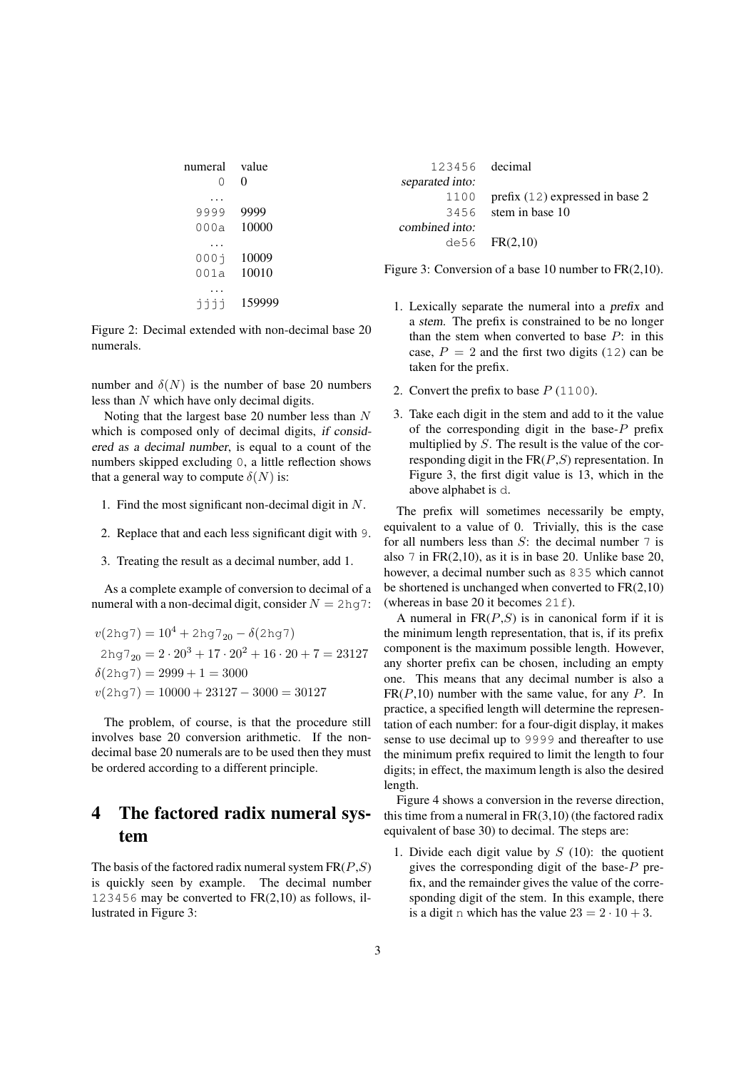| numeral | value |
|---|---|
| `0` | 0 |
| ... | |
| `9999` | 9999 |
| `000a` | 10000 |
| ... | |
| `000j` | 10009 |
| `001a` | 10010 |
| ... | |
| `jjjj` | 159999 |

Figure 2: Decimal extended with non-decimal base 20 numerals.

number and $\delta(N)$ is the number of base 20 numbers less than $N$ which have only decimal digits.

Noting that the largest base 20 number less than $N$ which is composed only of decimal digits, *if considered as a decimal number*, is equal to a count of the numbers skipped excluding `0`, a little reflection shows that a general way to compute $\delta(N)$ is:

1. Find the most significant non-decimal digit in $N$.
2. Replace that and each less significant digit with `9`.
3. Treating the result as a decimal number, add 1.

As a complete example of conversion to decimal of a numeral with a non-decimal digit, consider $N = \texttt{2hg7}$:

$$v(\texttt{2hg7}) = 10^4 + \texttt{2hg7}_{20} - \delta(\texttt{2hg7})$$
$$\texttt{2hg7}_{20} = 2 \cdot 20^3 + 17 \cdot 20^2 + 16 \cdot 20 + 7 = 23127$$
$$\delta(\texttt{2hg7}) = 2999 + 1 = 3000$$
$$v(\texttt{2hg7}) = 10000 + 23127 - 3000 = 30127$$

The problem, of course, is that the procedure still involves base 20 conversion arithmetic. If the non-decimal base 20 numerals are to be used then they must be ordered according to a different principle.

## 4 The factored radix numeral system

The basis of the factored radix numeral system FR($P$,$S$) is quickly seen by example. The decimal number `123456` may be converted to FR(2,10) as follows, illustrated in Figure 3:

| | |
|---|---|
| `123456` | decimal |
| *separated into:* | |
| `1100` | prefix (`12`) expressed in base 2 |
| `3456` | stem in base 10 |
| *combined into:* | |
| `de56` | FR(2,10) |

Figure 3: Conversion of a base 10 number to FR(2,10).

1. Lexically separate the numeral into a *prefix* and a *stem*. The prefix is constrained to be no longer than the stem when converted to base $P$: in this case, $P = 2$ and the first two digits (`12`) can be taken for the prefix.
2. Convert the prefix to base $P$ (`1100`).
3. Take each digit in the stem and add to it the value of the corresponding digit in the base-$P$ prefix multiplied by $S$. The result is the value of the corresponding digit in the FR($P$,$S$) representation. In Figure 3, the first digit value is 13, which in the above alphabet is `d`.

The prefix will sometimes necessarily be empty, equivalent to a value of 0. Trivially, this is the case for all numbers less than $S$: the decimal number `7` is also `7` in FR(2,10), as it is in base 20. Unlike base 20, however, a decimal number such as `835` which cannot be shortened is unchanged when converted to FR(2,10) (whereas in base 20 it becomes `21f`).

A numeral in FR($P$,$S$) is in canonical form if it is the minimum length representation, that is, if its prefix component is the maximum possible length. However, any shorter prefix can be chosen, including an empty one. This means that any decimal number is also a FR($P$,10) number with the same value, for any $P$. In practice, a specified length will determine the representation of each number: for a four-digit display, it makes sense to use decimal up to `9999` and thereafter to use the minimum prefix required to limit the length to four digits; in effect, the maximum length is also the desired length.

Figure 4 shows a conversion in the reverse direction, this time from a numeral in FR(3,10) (the factored radix equivalent of base 30) to decimal. The steps are:

1. Divide each digit value by $S$ (10): the quotient gives the corresponding digit of the base-$P$ prefix, and the remainder gives the value of the corresponding digit of the stem. In this example, there is a digit `n` which has the value $23 = 2 \cdot 10 + 3$.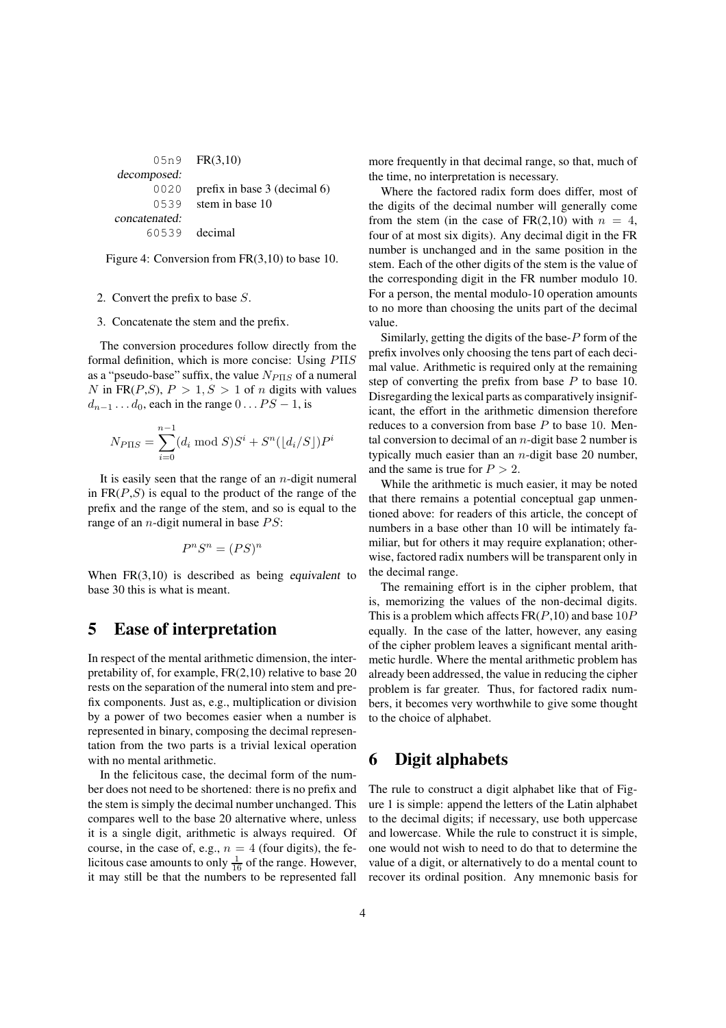```
         05n9   FR(3,10)
decomposed:
         0020   prefix in base 3 (decimal 6)
         0539   stem in base 10
concatenated:
        60539   decimal
```

Figure 4: Conversion from FR(3,10) to base 10.

2. Convert the prefix to base $S$.
3. Concatenate the stem and the prefix.

The conversion procedures follow directly from the formal definition, which is more concise: Using $P\Pi S$ as a "pseudo-base" suffix, the value $N_{P\Pi S}$ of a numeral $N$ in FR($P$,$S$), $P > 1, S > 1$ of $n$ digits with values $d_{n-1} \ldots d_0$, each in the range $0 \ldots PS - 1$, is

$$N_{P\Pi S} = \sum_{i=0}^{n-1} (d_i \bmod S) S^i + S^n (\lfloor d_i / S \rfloor) P^i$$

It is easily seen that the range of an $n$-digit numeral in FR($P$,$S$) is equal to the product of the range of the prefix and the range of the stem, and so is equal to the range of an $n$-digit numeral in base $PS$:

$$P^n S^n = (PS)^n$$

When FR(3,10) is described as being *equivalent* to base 30 this is what is meant.

## 5 Ease of interpretation

In respect of the mental arithmetic dimension, the interpretability of, for example, FR(2,10) relative to base 20 rests on the separation of the numeral into stem and prefix components. Just as, e.g., multiplication or division by a power of two becomes easier when a number is represented in binary, composing the decimal representation from the two parts is a trivial lexical operation with no mental arithmetic.

In the felicitous case, the decimal form of the number does not need to be shortened: there is no prefix and the stem is simply the decimal number unchanged. This compares well to the base 20 alternative where, unless it is a single digit, arithmetic is always required. Of course, in the case of, e.g., $n = 4$ (four digits), the felicitous case amounts to only $\frac{1}{16}$ of the range. However, it may still be that the numbers to be represented fall more frequently in that decimal range, so that, much of the time, no interpretation is necessary.

Where the factored radix form does differ, most of the digits of the decimal number will generally come from the stem (in the case of FR(2,10) with $n = 4$, four of at most six digits). Any decimal digit in the FR number is unchanged and in the same position in the stem. Each of the other digits of the stem is the value of the corresponding digit in the FR number modulo 10. For a person, the mental modulo-10 operation amounts to no more than choosing the units part of the decimal value.

Similarly, getting the digits of the base-$P$ form of the prefix involves only choosing the tens part of each decimal value. Arithmetic is required only at the remaining step of converting the prefix from base $P$ to base 10. Disregarding the lexical parts as comparatively insignificant, the effort in the arithmetic dimension therefore reduces to a conversion from base $P$ to base 10. Mental conversion to decimal of an $n$-digit base 2 number is typically much easier than an $n$-digit base 20 number, and the same is true for $P > 2$.

While the arithmetic is much easier, it may be noted that there remains a potential conceptual gap unmentioned above: for readers of this article, the concept of numbers in a base other than 10 will be intimately familiar, but for others it may require explanation; otherwise, factored radix numbers will be transparent only in the decimal range.

The remaining effort is in the cipher problem, that is, memorizing the values of the non-decimal digits. This is a problem which affects FR($P$,10) and base $10P$ equally. In the case of the latter, however, any easing of the cipher problem leaves a significant mental arithmetic hurdle. Where the mental arithmetic problem has already been addressed, the value in reducing the cipher problem is far greater. Thus, for factored radix numbers, it becomes very worthwhile to give some thought to the choice of alphabet.

## 6 Digit alphabets

The rule to construct a digit alphabet like that of Figure 1 is simple: append the letters of the Latin alphabet to the decimal digits; if necessary, use both uppercase and lowercase. While the rule to construct it is simple, one would not wish to need to do that to determine the value of a digit, or alternatively to do a mental count to recover its ordinal position. Any mnemonic basis for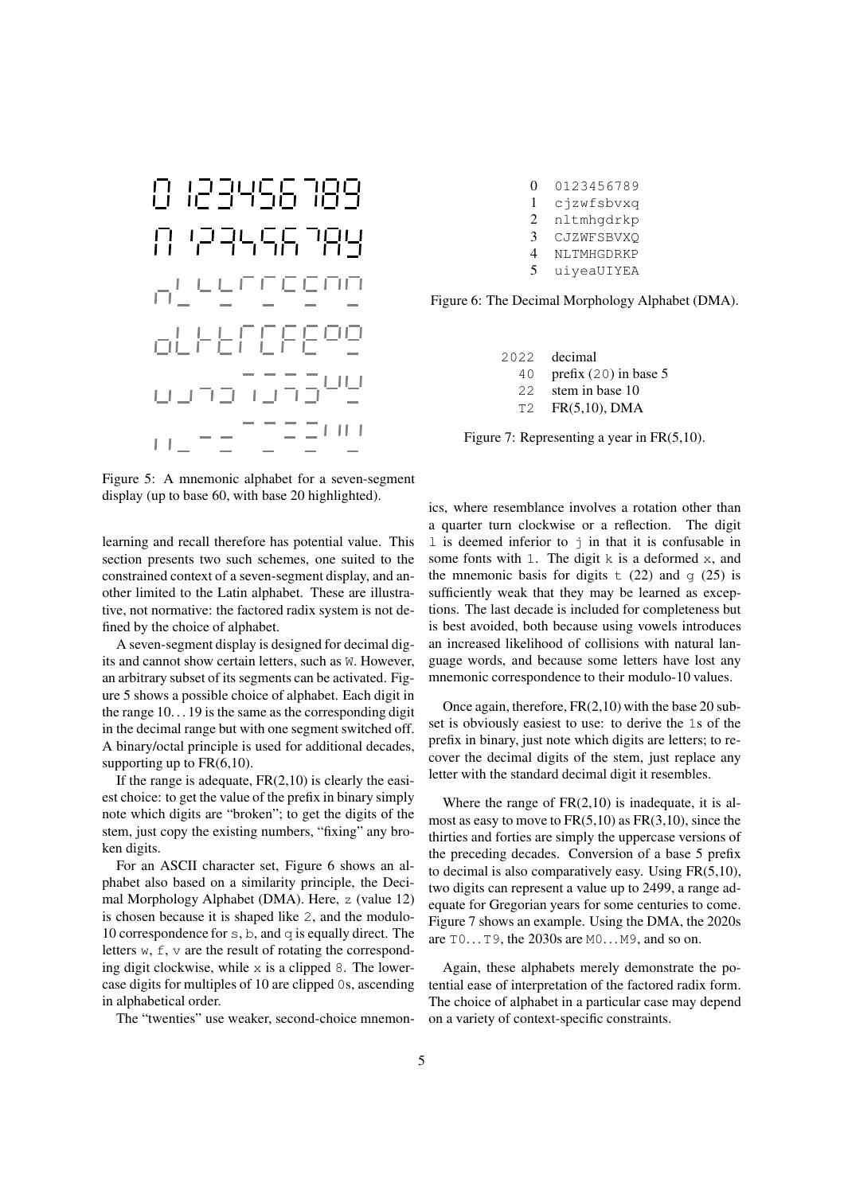Figure 5: A mnemonic alphabet for a seven-segment display (up to base 60, with base 20 highlighted).

learning and recall therefore has potential value. This section presents two such schemes, one suited to the constrained context of a seven-segment display, and another limited to the Latin alphabet. These are illustrative, not normative: the factored radix system is not defined by the choice of alphabet.

A seven-segment display is designed for decimal digits and cannot show certain letters, such as W. However, an arbitrary subset of its segments can be activated. Figure 5 shows a possible choice of alphabet. Each digit in the range 10…19 is the same as the corresponding digit in the decimal range but with one segment switched off. A binary/octal principle is used for additional decades, supporting up to FR(6,10).

If the range is adequate, FR(2,10) is clearly the easiest choice: to get the value of the prefix in binary simply note which digits are "broken"; to get the digits of the stem, just copy the existing numbers, "fixing" any broken digits.

For an ASCII character set, Figure 6 shows an alphabet also based on a similarity principle, the Decimal Morphology Alphabet (DMA). Here, `z` (value 12) is chosen because it is shaped like `2`, and the modulo-10 correspondence for `s`, `b`, and `q` is equally direct. The letters `w`, `f`, `v` are the result of rotating the corresponding digit clockwise, while `x` is a clipped `8`. The lowercase digits for multiples of 10 are clipped `0`s, ascending in alphabetical order.

The "twenties" use weaker, second-choice mnemonics, where resemblance involves a rotation other than a quarter turn clockwise or a reflection. The digit `l` is deemed inferior to `j` in that it is confusable in some fonts with `1`. The digit `k` is a deformed `x`, and the mnemonic basis for digits `t` (22) and `g` (25) is sufficiently weak that they may be learned as exceptions. The last decade is included for completeness but is best avoided, both because using vowels introduces an increased likelihood of collisions with natural language words, and because some letters have lost any mnemonic correspondence to their modulo-10 values.

| | |
|---|---|
| 0 | `0123456789` |
| 1 | `cjzwfsbvxq` |
| 2 | `nltmhgdrkp` |
| 3 | `CJZWFSBVXQ` |
| 4 | `NLTMHGDRKP` |
| 5 | `uiyeaUIYEA` |

Figure 6: The Decimal Morphology Alphabet (DMA).

| | |
|---|---|
| `2022` | decimal |
| `40` | prefix (`20`) in base 5 |
| `22` | stem in base 10 |
| `T2` | FR(5,10), DMA |

Figure 7: Representing a year in FR(5,10).

Once again, therefore, FR(2,10) with the base 20 subset is obviously easiest to use: to derive the `1`s of the prefix in binary, just note which digits are letters; to recover the decimal digits of the stem, just replace any letter with the standard decimal digit it resembles.

Where the range of FR(2,10) is inadequate, it is almost as easy to move to FR(5,10) as FR(3,10), since the thirties and forties are simply the uppercase versions of the preceding decades. Conversion of a base 5 prefix to decimal is also comparatively easy. Using FR(5,10), two digits can represent a value up to 2499, a range adequate for Gregorian years for some centuries to come. Figure 7 shows an example. Using the DMA, the 2020s are `T0`…`T9`, the 2030s are `M0`…`M9`, and so on.

Again, these alphabets merely demonstrate the potential ease of interpretation of the factored radix form. The choice of alphabet in a particular case may depend on a variety of context-specific constraints.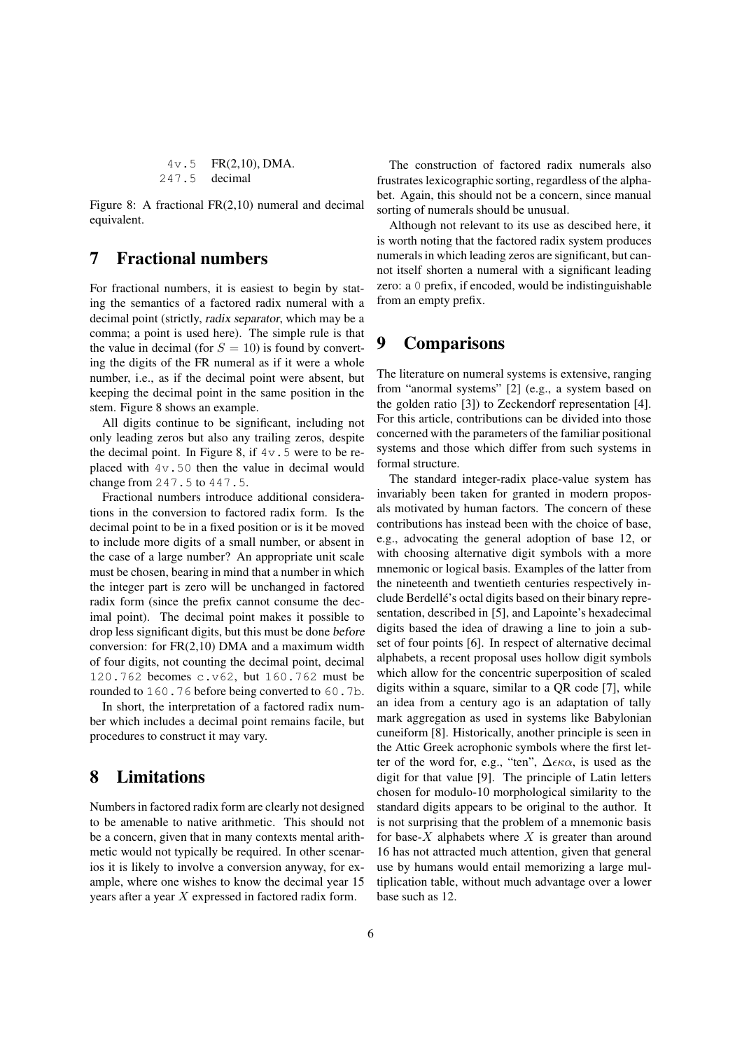| | |
|---|---|
| `4v.5` | FR(2,10), DMA. |
| `247.5` | decimal |

Figure 8: A fractional FR(2,10) numeral and decimal equivalent.

# 7 Fractional numbers

For fractional numbers, it is easiest to begin by stating the semantics of a factored radix numeral with a decimal point (strictly, *radix separator*, which may be a comma; a point is used here). The simple rule is that the value in decimal (for $S = 10$) is found by converting the digits of the FR numeral as if it were a whole number, i.e., as if the decimal point were absent, but keeping the decimal point in the same position in the stem. Figure 8 shows an example.

All digits continue to be significant, including not only leading zeros but also any trailing zeros, despite the decimal point. In Figure 8, if `4v.5` were to be replaced with `4v.50` then the value in decimal would change from `247.5` to `447.5`.

Fractional numbers introduce additional considerations in the conversion to factored radix form. Is the decimal point to be in a fixed position or is it be moved to include more digits of a small number, or absent in the case of a large number? An appropriate unit scale must be chosen, bearing in mind that a number in which the integer part is zero will be unchanged in factored radix form (since the prefix cannot consume the decimal point). The decimal point makes it possible to drop less significant digits, but this must be done *before* conversion: for FR(2,10) DMA and a maximum width of four digits, not counting the decimal point, decimal `120.762` becomes `c.v62`, but `160.762` must be rounded to `160.76` before being converted to `60.7b`.

In short, the interpretation of a factored radix number which includes a decimal point remains facile, but procedures to construct it may vary.

# 8 Limitations

Numbers in factored radix form are clearly not designed to be amenable to native arithmetic. This should not be a concern, given that in many contexts mental arithmetic would not typically be required. In other scenarios it is likely to involve a conversion anyway, for example, where one wishes to know the decimal year 15 years after a year $X$ expressed in factored radix form.

The construction of factored radix numerals also frustrates lexicographic sorting, regardless of the alphabet. Again, this should not be a concern, since manual sorting of numerals should be unusual.

Although not relevant to its use as descibed here, it is worth noting that the factored radix system produces numerals in which leading zeros are significant, but cannot itself shorten a numeral with a significant leading zero: a `0` prefix, if encoded, would be indistinguishable from an empty prefix.

# 9 Comparisons

The literature on numeral systems is extensive, ranging from "anormal systems" [2] (e.g., a system based on the golden ratio [3]) to Zeckendorf representation [4]. For this article, contributions can be divided into those concerned with the parameters of the familiar positional systems and those which differ from such systems in formal structure.

The standard integer-radix place-value system has invariably been taken for granted in modern proposals motivated by human factors. The concern of these contributions has instead been with the choice of base, e.g., advocating the general adoption of base 12, or with choosing alternative digit symbols with a more mnemonic or logical basis. Examples of the latter from the nineteenth and twentieth centuries respectively include Berdellé's octal digits based on their binary representation, described in [5], and Lapointe's hexadecimal digits based the idea of drawing a line to join a subset of four points [6]. In respect of alternative decimal alphabets, a recent proposal uses hollow digit symbols which allow for the concentric superposition of scaled digits within a square, similar to a QR code [7], while an idea from a century ago is an adaptation of tally mark aggregation as used in systems like Babylonian cuneiform [8]. Historically, another principle is seen in the Attic Greek acrophonic symbols where the first letter of the word for, e.g., "ten", $\Delta\epsilon\kappa\alpha$, is used as the digit for that value [9]. The principle of Latin letters chosen for modulo-10 morphological similarity to the standard digits appears to be original to the author. It is not surprising that the problem of a mnemonic basis for base-$X$ alphabets where $X$ is greater than around 16 has not attracted much attention, given that general use by humans would entail memorizing a large multiplication table, without much advantage over a lower base such as 12.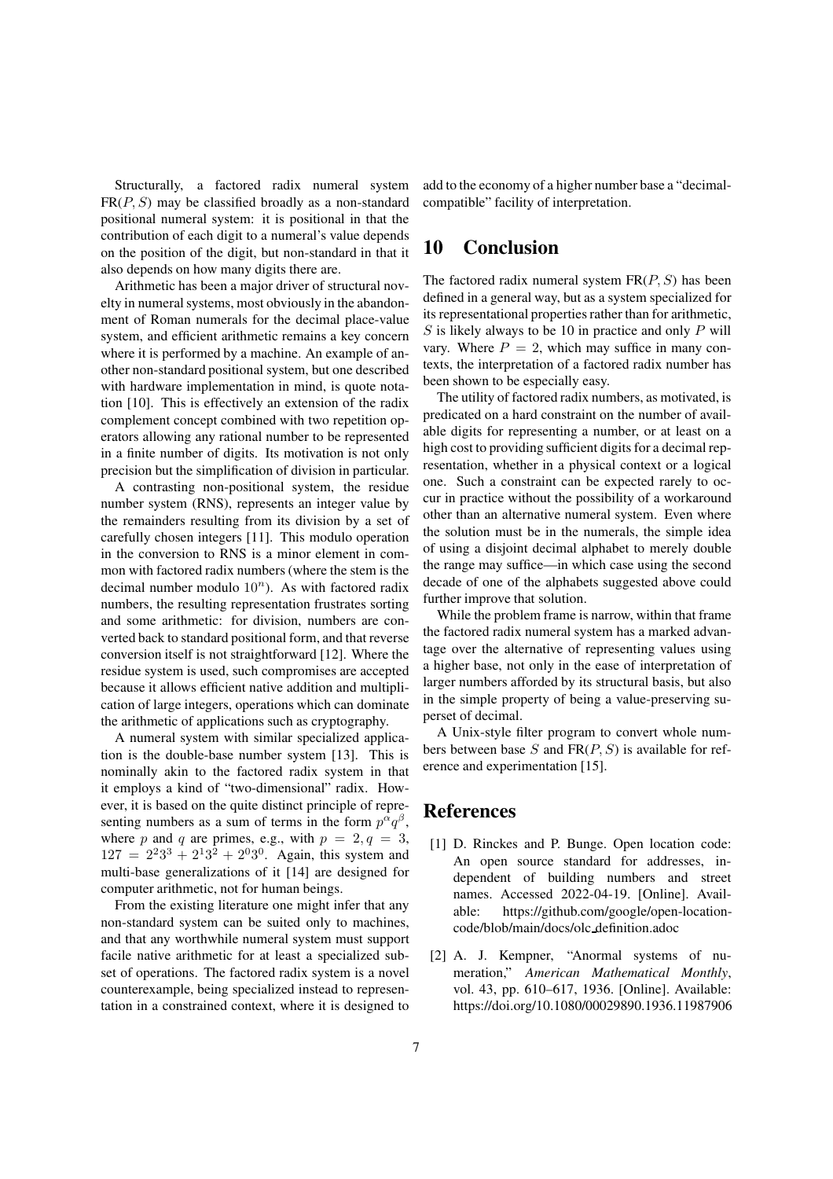Structurally, a factored radix numeral system FR($P, S$) may be classified broadly as a non-standard positional numeral system: it is positional in that the contribution of each digit to a numeral's value depends on the position of the digit, but non-standard in that it also depends on how many digits there are.

Arithmetic has been a major driver of structural novelty in numeral systems, most obviously in the abandonment of Roman numerals for the decimal place-value system, and efficient arithmetic remains a key concern where it is performed by a machine. An example of another non-standard positional system, but one described with hardware implementation in mind, is quote notation [10]. This is effectively an extension of the radix complement concept combined with two repetition operators allowing any rational number to be represented in a finite number of digits. Its motivation is not only precision but the simplification of division in particular.

A contrasting non-positional system, the residue number system (RNS), represents an integer value by the remainders resulting from its division by a set of carefully chosen integers [11]. This modulo operation in the conversion to RNS is a minor element in common with factored radix numbers (where the stem is the decimal number modulo $10^n$). As with factored radix numbers, the resulting representation frustrates sorting and some arithmetic: for division, numbers are converted back to standard positional form, and that reverse conversion itself is not straightforward [12]. Where the residue system is used, such compromises are accepted because it allows efficient native addition and multiplication of large integers, operations which can dominate the arithmetic of applications such as cryptography.

A numeral system with similar specialized application is the double-base number system [13]. This is nominally akin to the factored radix system in that it employs a kind of "two-dimensional" radix. However, it is based on the quite distinct principle of representing numbers as a sum of terms in the form $p^\alpha q^\beta$, where $p$ and $q$ are primes, e.g., with $p = 2, q = 3$, $127 = 2^2 3^3 + 2^1 3^2 + 2^0 3^0$. Again, this system and multi-base generalizations of it [14] are designed for computer arithmetic, not for human beings.

From the existing literature one might infer that any non-standard system can be suited only to machines, and that any worthwhile numeral system must support facile native arithmetic for at least a specialized subset of operations. The factored radix system is a novel counterexample, being specialized instead to representation in a constrained context, where it is designed to add to the economy of a higher number base a "decimal-compatible" facility of interpretation.

# 10 Conclusion

The factored radix numeral system FR($P, S$) has been defined in a general way, but as a system specialized for its representational properties rather than for arithmetic, $S$ is likely always to be 10 in practice and only $P$ will vary. Where $P = 2$, which may suffice in many contexts, the interpretation of a factored radix number has been shown to be especially easy.

The utility of factored radix numbers, as motivated, is predicated on a hard constraint on the number of available digits for representing a number, or at least on a high cost to providing sufficient digits for a decimal representation, whether in a physical context or a logical one. Such a constraint can be expected rarely to occur in practice without the possibility of a workaround other than an alternative numeral system. Even where the solution must be in the numerals, the simple idea of using a disjoint decimal alphabet to merely double the range may suffice—in which case using the second decade of one of the alphabets suggested above could further improve that solution.

While the problem frame is narrow, within that frame the factored radix numeral system has a marked advantage over the alternative of representing values using a higher base, not only in the ease of interpretation of larger numbers afforded by its structural basis, but also in the simple property of being a value-preserving superset of decimal.

A Unix-style filter program to convert whole numbers between base $S$ and FR($P, S$) is available for reference and experimentation [15].

# References

[1] D. Rinckes and P. Bunge. Open location code: An open source standard for addresses, independent of building numbers and street names. Accessed 2022-04-19. [Online]. Available: https://github.com/google/open-location-code/blob/main/docs/olc_definition.adoc

[2] A. J. Kempner, "Anormal systems of numeration," *American Mathematical Monthly*, vol. 43, pp. 610–617, 1936. [Online]. Available: https://doi.org/10.1080/00029890.1936.11987906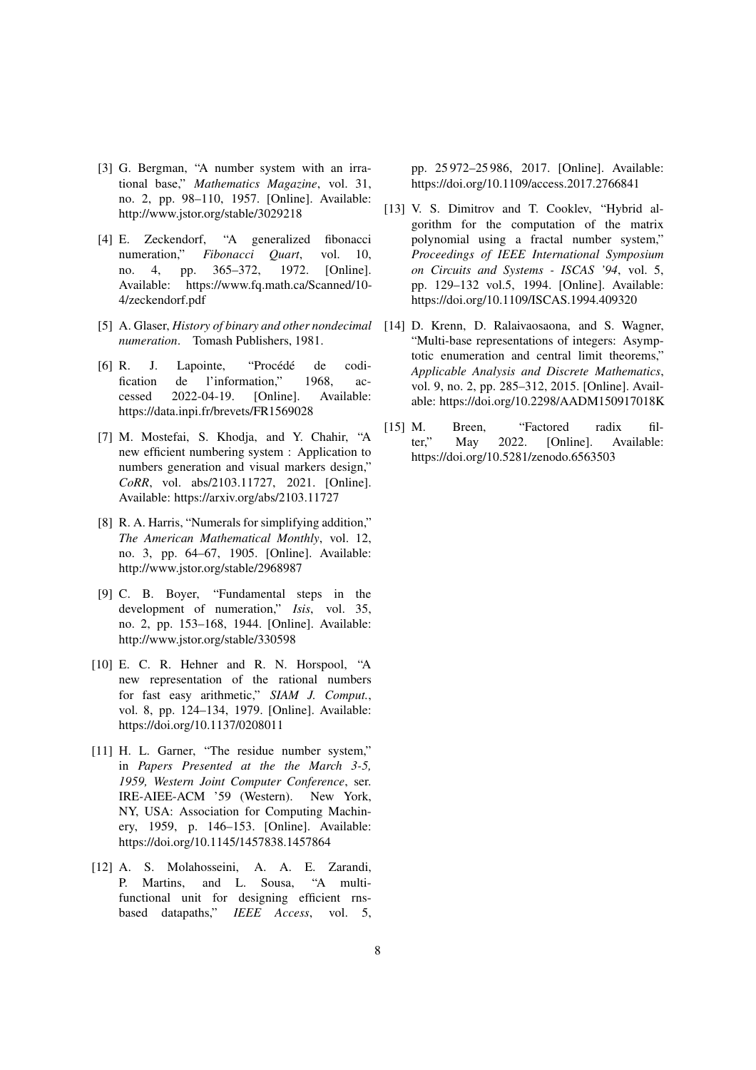[3] G. Bergman, "A number system with an irrational base," *Mathematics Magazine*, vol. 31, no. 2, pp. 98–110, 1957. [Online]. Available: http://www.jstor.org/stable/3029218

[4] E. Zeckendorf, "A generalized fibonacci numeration," *Fibonacci Quart*, vol. 10, no. 4, pp. 365–372, 1972. [Online]. Available: https://www.fq.math.ca/Scanned/10-4/zeckendorf.pdf

[5] A. Glaser, *History of binary and other nondecimal numeration*. Tomash Publishers, 1981.

[6] R. J. Lapointe, "Procédé de codification de l'information," 1968, accessed 2022-04-19. [Online]. Available: https://data.inpi.fr/brevets/FR1569028

[7] M. Mostefai, S. Khodja, and Y. Chahir, "A new efficient numbering system : Application to numbers generation and visual markers design," *CoRR*, vol. abs/2103.11727, 2021. [Online]. Available: https://arxiv.org/abs/2103.11727

[8] R. A. Harris, "Numerals for simplifying addition," *The American Mathematical Monthly*, vol. 12, no. 3, pp. 64–67, 1905. [Online]. Available: http://www.jstor.org/stable/2968987

[9] C. B. Boyer, "Fundamental steps in the development of numeration," *Isis*, vol. 35, no. 2, pp. 153–168, 1944. [Online]. Available: http://www.jstor.org/stable/330598

[10] E. C. R. Hehner and R. N. Horspool, "A new representation of the rational numbers for fast easy arithmetic," *SIAM J. Comput.*, vol. 8, pp. 124–134, 1979. [Online]. Available: https://doi.org/10.1137/0208011

[11] H. L. Garner, "The residue number system," in *Papers Presented at the the March 3-5, 1959, Western Joint Computer Conference*, ser. IRE-AIEE-ACM '59 (Western). New York, NY, USA: Association for Computing Machinery, 1959, p. 146–153. [Online]. Available: https://doi.org/10.1145/1457838.1457864

[12] A. S. Molahosseini, A. A. E. Zarandi, P. Martins, and L. Sousa, "A multifunctional unit for designing efficient rns-based datapaths," *IEEE Access*, vol. 5, pp. 25 972–25 986, 2017. [Online]. Available: https://doi.org/10.1109/access.2017.2766841

[13] V. S. Dimitrov and T. Cooklev, "Hybrid algorithm for the computation of the matrix polynomial using a fractal number system," *Proceedings of IEEE International Symposium on Circuits and Systems - ISCAS '94*, vol. 5, pp. 129–132 vol.5, 1994. [Online]. Available: https://doi.org/10.1109/ISCAS.1994.409320

[14] D. Krenn, D. Ralaivaosaona, and S. Wagner, "Multi-base representations of integers: Asymptotic enumeration and central limit theorems," *Applicable Analysis and Discrete Mathematics*, vol. 9, no. 2, pp. 285–312, 2015. [Online]. Available: https://doi.org/10.2298/AADM150917018K

[15] M. Breen, "Factored radix filter," May 2022. [Online]. Available: https://doi.org/10.5281/zenodo.6563503